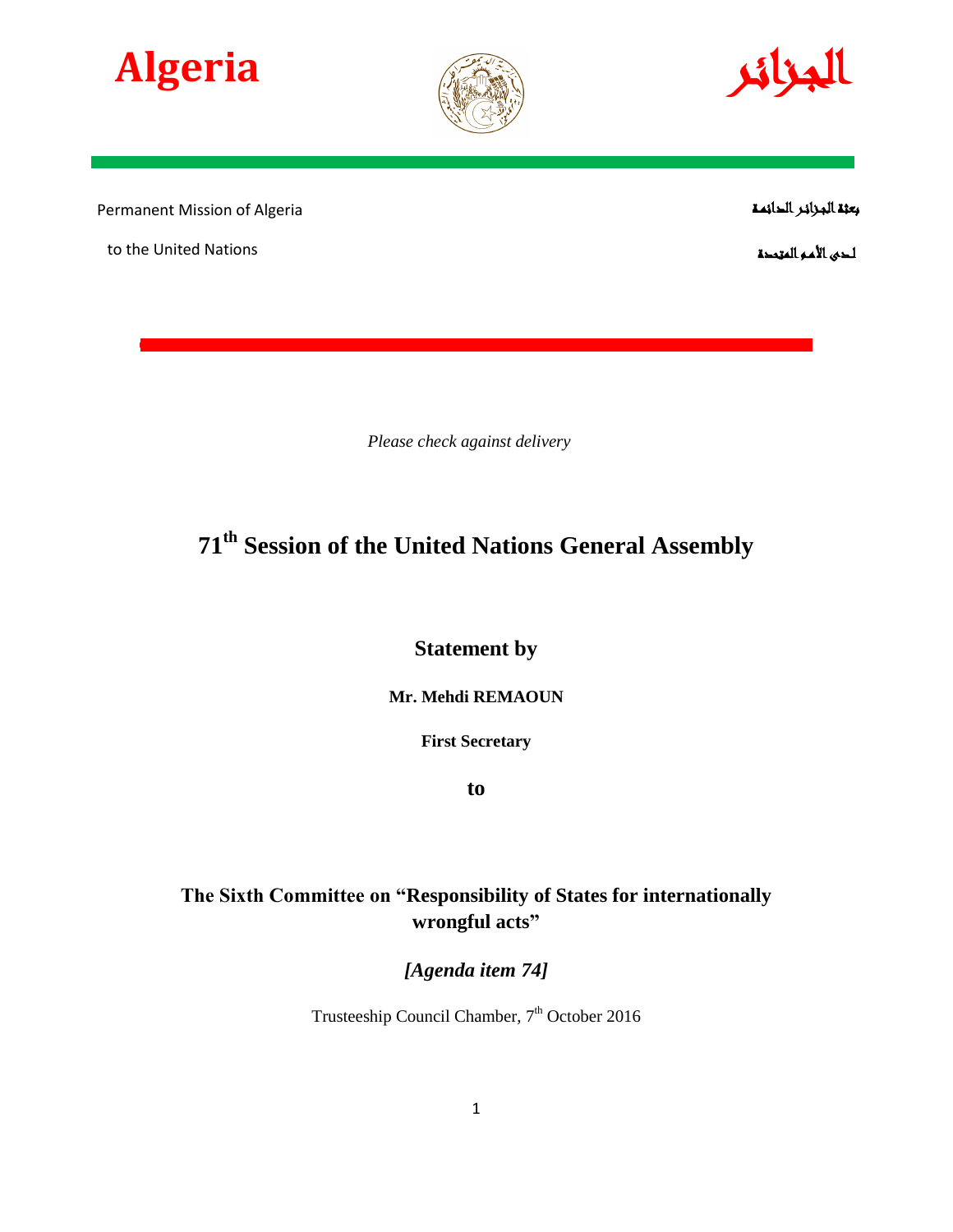**Algeria** الجزائر

Permanent Mission of Algeria بعثة الجزائر الدائمة

to the United Nations لدى الأمم المتحدة

*Please check against delivery*

# 71th Session of the United Nations General Assembly

## Statement by

**Mr. Mehdi REMAOUN**

**First Secretary**

**to**

## The Sixth Committee on "Responsibility of States for internationally wrongful acts"

***[Agenda item 74]***

Trusteeship Council Chamber, 7th October 2016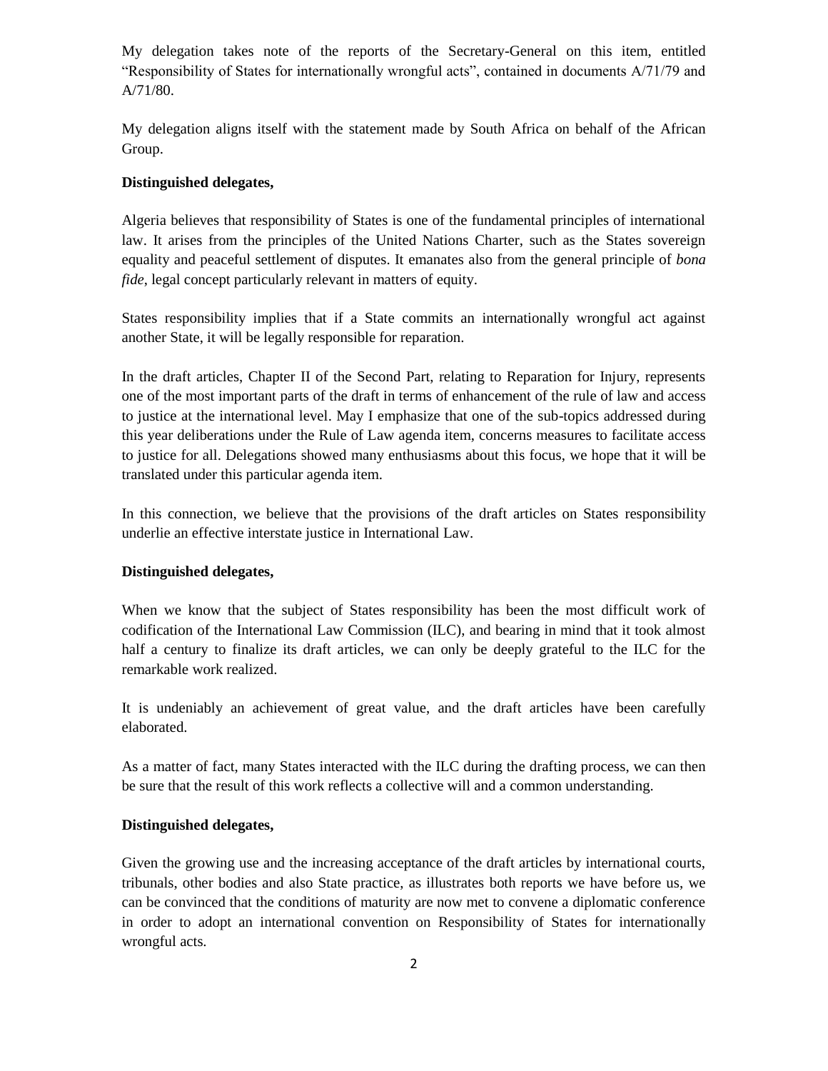My delegation takes note of the reports of the Secretary-General on this item, entitled "Responsibility of States for internationally wrongful acts", contained in documents A/71/79 and A/71/80.

My delegation aligns itself with the statement made by South Africa on behalf of the African Group.

**Distinguished delegates,**

Algeria believes that responsibility of States is one of the fundamental principles of international law. It arises from the principles of the United Nations Charter, such as the States sovereign equality and peaceful settlement of disputes. It emanates also from the general principle of *bona fide*, legal concept particularly relevant in matters of equity.

States responsibility implies that if a State commits an internationally wrongful act against another State, it will be legally responsible for reparation.

In the draft articles, Chapter II of the Second Part, relating to Reparation for Injury, represents one of the most important parts of the draft in terms of enhancement of the rule of law and access to justice at the international level. May I emphasize that one of the sub-topics addressed during this year deliberations under the Rule of Law agenda item, concerns measures to facilitate access to justice for all. Delegations showed many enthusiasms about this focus, we hope that it will be translated under this particular agenda item.

In this connection, we believe that the provisions of the draft articles on States responsibility underlie an effective interstate justice in International Law.

**Distinguished delegates,**

When we know that the subject of States responsibility has been the most difficult work of codification of the International Law Commission (ILC), and bearing in mind that it took almost half a century to finalize its draft articles, we can only be deeply grateful to the ILC for the remarkable work realized.

It is undeniably an achievement of great value, and the draft articles have been carefully elaborated.

As a matter of fact, many States interacted with the ILC during the drafting process, we can then be sure that the result of this work reflects a collective will and a common understanding.

**Distinguished delegates,**

Given the growing use and the increasing acceptance of the draft articles by international courts, tribunals, other bodies and also State practice, as illustrates both reports we have before us, we can be convinced that the conditions of maturity are now met to convene a diplomatic conference in order to adopt an international convention on Responsibility of States for internationally wrongful acts.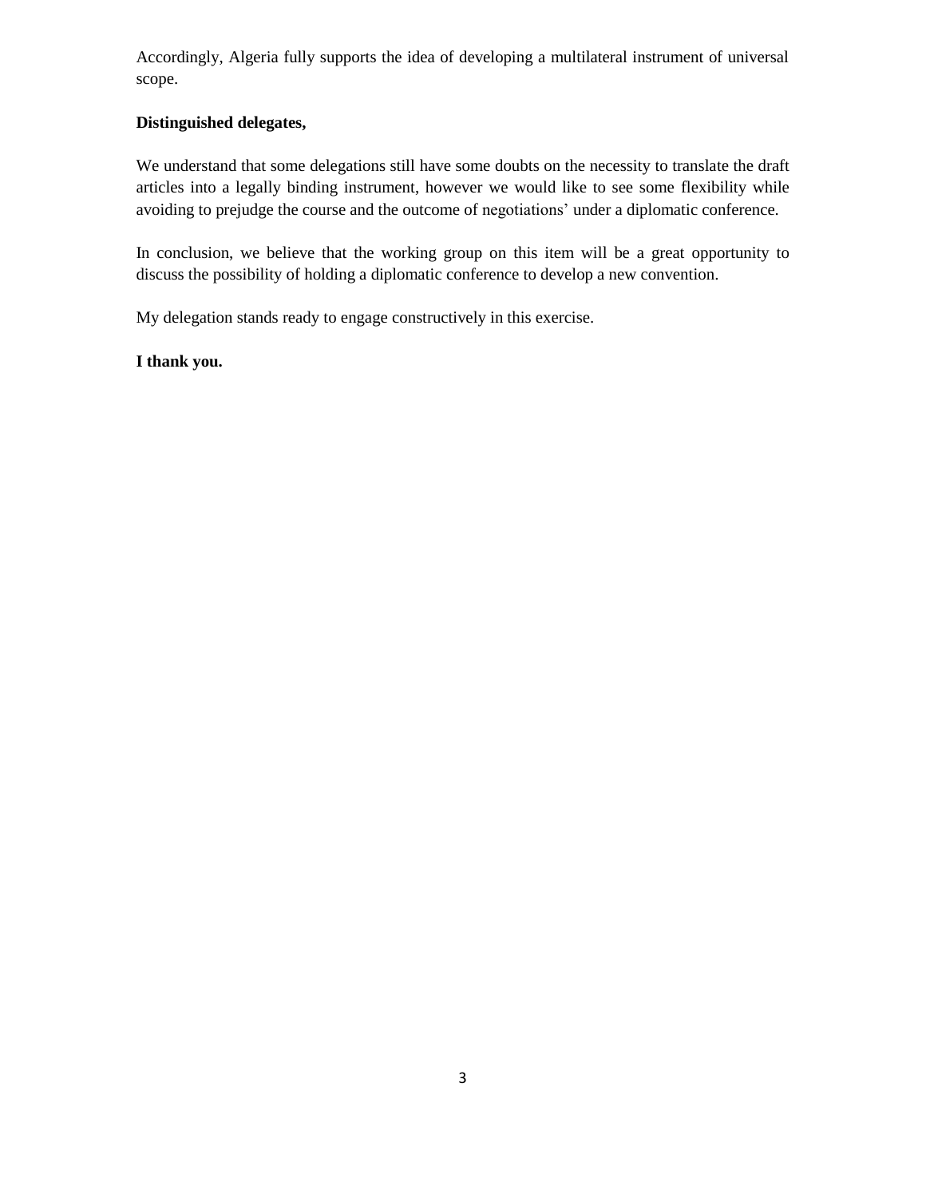Accordingly, Algeria fully supports the idea of developing a multilateral instrument of universal scope.

**Distinguished delegates,**

We understand that some delegations still have some doubts on the necessity to translate the draft articles into a legally binding instrument, however we would like to see some flexibility while avoiding to prejudge the course and the outcome of negotiations' under a diplomatic conference.

In conclusion, we believe that the working group on this item will be a great opportunity to discuss the possibility of holding a diplomatic conference to develop a new convention.

My delegation stands ready to engage constructively in this exercise.

**I thank you.**